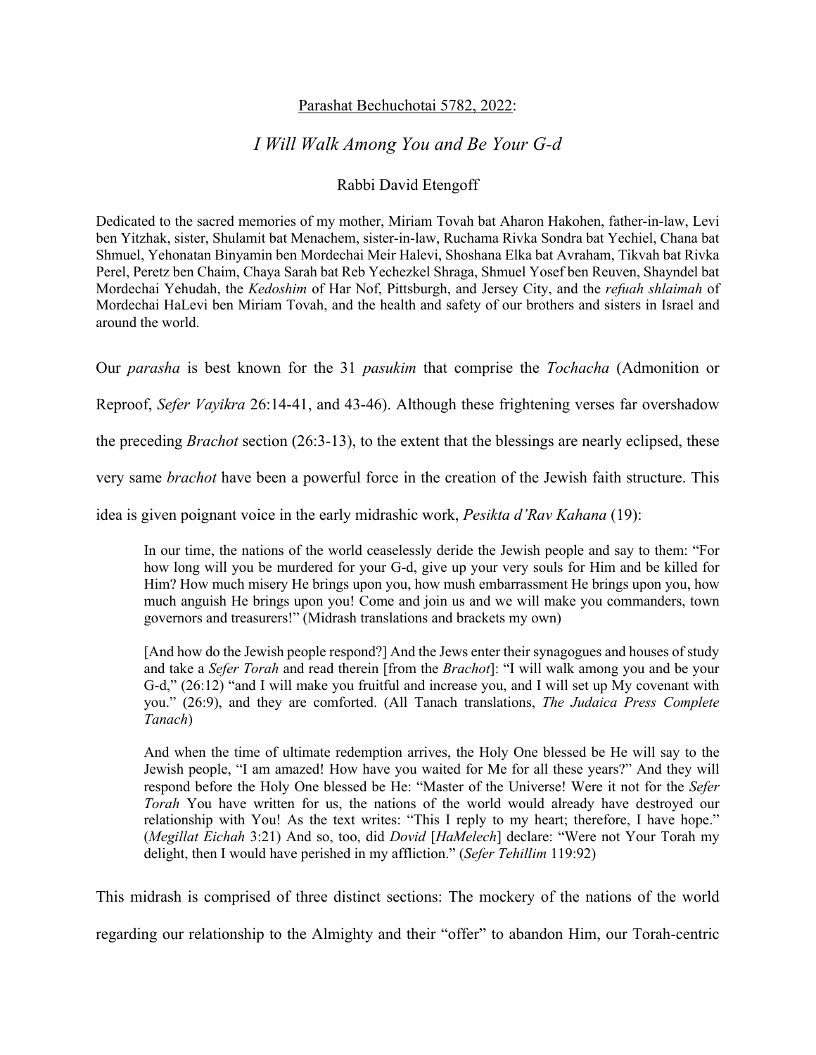<u>Parashat Bechuchotai 5782, 2022</u>:

# *I Will Walk Among You and Be Your G-d*

Rabbi David Etengoff

Dedicated to the sacred memories of my mother, Miriam Tovah bat Aharon Hakohen, father-in-law, Levi ben Yitzhak, sister, Shulamit bat Menachem, sister-in-law, Ruchama Rivka Sondra bat Yechiel, Chana bat Shmuel, Yehonatan Binyamin ben Mordechai Meir Halevi, Shoshana Elka bat Avraham, Tikvah bat Rivka Perel, Peretz ben Chaim, Chaya Sarah bat Reb Yechezkel Shraga, Shmuel Yosef ben Reuven, Shayndel bat Mordechai Yehudah, the *Kedoshim* of Har Nof, Pittsburgh, and Jersey City, and the *refuah shlaimah* of Mordechai HaLevi ben Miriam Tovah, and the health and safety of our brothers and sisters in Israel and around the world.

Our *parasha* is best known for the 31 *pasukim* that comprise the *Tochacha* (Admonition or Reproof, *Sefer Vayikra* 26:14-41, and 43-46). Although these frightening verses far overshadow the preceding *Brachot* section (26:3-13), to the extent that the blessings are nearly eclipsed, these very same *brachot* have been a powerful force in the creation of the Jewish faith structure. This idea is given poignant voice in the early midrashic work, *Pesikta d'Rav Kahana* (19):

> In our time, the nations of the world ceaselessly deride the Jewish people and say to them: "For how long will you be murdered for your G-d, give up your very souls for Him and be killed for Him? How much misery He brings upon you, how mush embarrassment He brings upon you, how much anguish He brings upon you! Come and join us and we will make you commanders, town governors and treasurers!" (Midrash translations and brackets my own)
>
> [And how do the Jewish people respond?] And the Jews enter their synagogues and houses of study and take a *Sefer Torah* and read therein [from the *Brachot*]: "I will walk among you and be your G-d," (26:12) "and I will make you fruitful and increase you, and I will set up My covenant with you." (26:9), and they are comforted. (All Tanach translations, *The Judaica Press Complete Tanach*)
>
> And when the time of ultimate redemption arrives, the Holy One blessed be He will say to the Jewish people, "I am amazed! How have you waited for Me for all these years?" And they will respond before the Holy One blessed be He: "Master of the Universe! Were it not for the *Sefer Torah* You have written for us, the nations of the world would already have destroyed our relationship with You! As the text writes: "This I reply to my heart; therefore, I have hope." (*Megillat Eichah* 3:21) And so, too, did *Dovid* [*HaMelech*] declare: "Were not Your Torah my delight, then I would have perished in my affliction." (*Sefer Tehillim* 119:92)

This midrash is comprised of three distinct sections: The mockery of the nations of the world regarding our relationship to the Almighty and their "offer" to abandon Him, our Torah-centric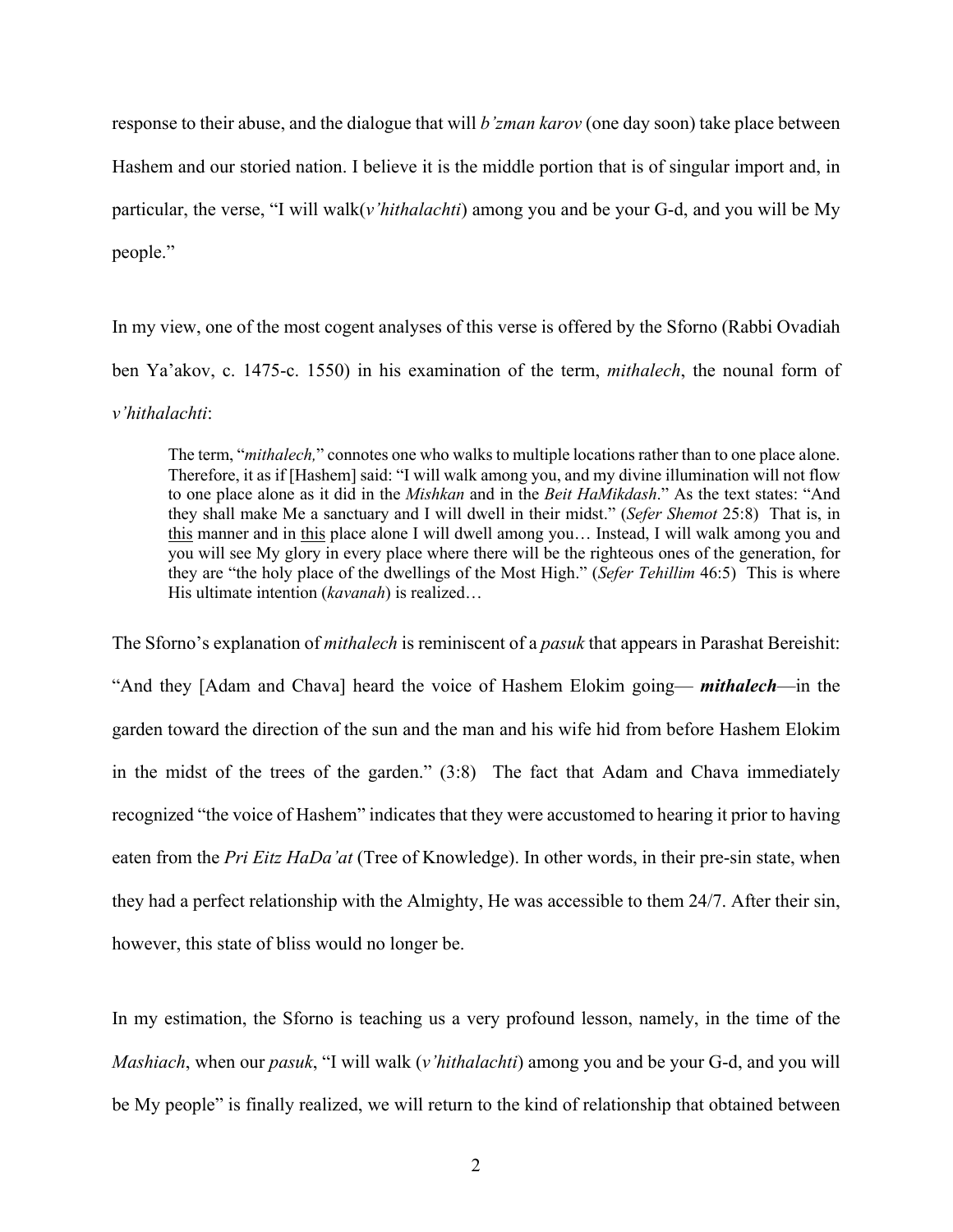response to their abuse, and the dialogue that will *b'zman karov* (one day soon) take place between Hashem and our storied nation. I believe it is the middle portion that is of singular import and, in particular, the verse, "I will walk(*v'hithalachti*) among you and be your G-d, and you will be My people."

In my view, one of the most cogent analyses of this verse is offered by the Sforno (Rabbi Ovadiah ben Ya'akov, c. 1475-c. 1550) in his examination of the term, *mithalech*, the nounal form of *v'hithalachti*:

> The term, "*mithalech,*" connotes one who walks to multiple locations rather than to one place alone. Therefore, it as if [Hashem] said: "I will walk among you, and my divine illumination will not flow to one place alone as it did in the *Mishkan* and in the *Beit HaMikdash*." As the text states: "And they shall make Me a sanctuary and I will dwell in their midst." (*Sefer Shemot* 25:8) That is, in <u>this</u> manner and in <u>this</u> place alone I will dwell among you… Instead, I will walk among you and you will see My glory in every place where there will be the righteous ones of the generation, for they are "the holy place of the dwellings of the Most High." (*Sefer Tehillim* 46:5) This is where His ultimate intention (*kavanah*) is realized…

The Sforno's explanation of *mithalech* is reminiscent of a *pasuk* that appears in Parashat Bereishit: "And they [Adam and Chava] heard the voice of Hashem Elokim going— ***mithalech***—in the garden toward the direction of the sun and the man and his wife hid from before Hashem Elokim in the midst of the trees of the garden." (3:8) The fact that Adam and Chava immediately recognized "the voice of Hashem" indicates that they were accustomed to hearing it prior to having eaten from the *Pri Eitz HaDa'at* (Tree of Knowledge). In other words, in their pre-sin state, when they had a perfect relationship with the Almighty, He was accessible to them 24/7. After their sin, however, this state of bliss would no longer be.

In my estimation, the Sforno is teaching us a very profound lesson, namely, in the time of the *Mashiach*, when our *pasuk*, "I will walk (*v'hithalachti*) among you and be your G-d, and you will be My people" is finally realized, we will return to the kind of relationship that obtained between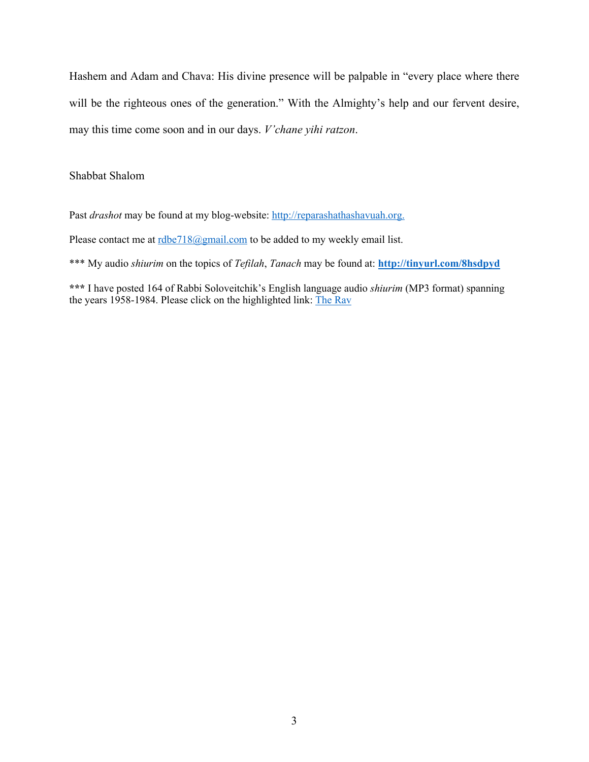Hashem and Adam and Chava: His divine presence will be palpable in "every place where there will be the righteous ones of the generation." With the Almighty's help and our fervent desire, may this time come soon and in our days. *V'chane yihi ratzon*.

Shabbat Shalom

Past *drashot* may be found at my blog-website: http://reparashathashavuah.org.

Please contact me at rdbe718@gmail.com to be added to my weekly email list.

*** My audio *shiurim* on the topics of *Tefilah*, *Tanach* may be found at: **http://tinyurl.com/8hsdpyd**

**\*\*\*** I have posted 164 of Rabbi Soloveitchik's English language audio *shiurim* (MP3 format) spanning the years 1958-1984. Please click on the highlighted link: The Rav